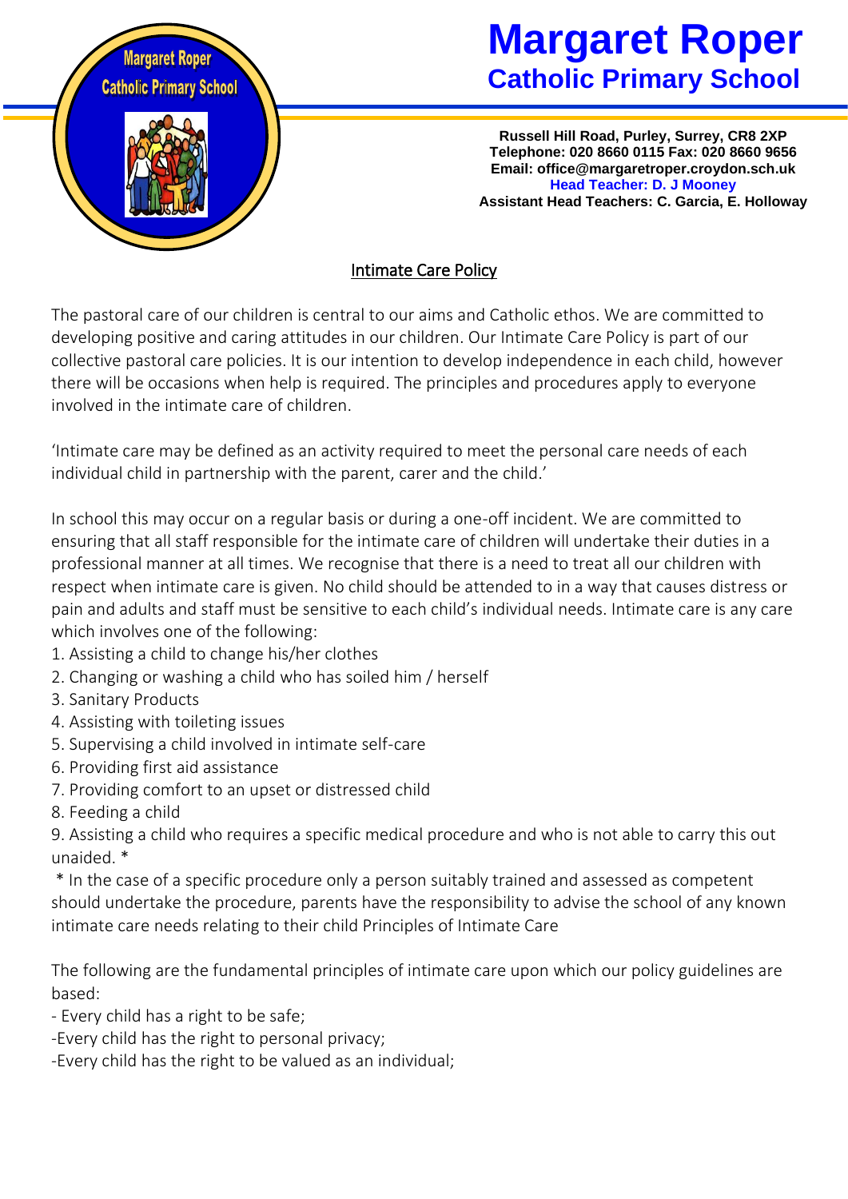# Margaret Roper
## Catholic Primary School

**Russell Hill Road, Purley, Surrey, CR8 2XP**
**Telephone: 020 8660 0115 Fax: 020 8660 9656**
**Email: office@margaretroper.croydon.sch.uk**
**Head Teacher: D. J Mooney**
**Assistant Head Teachers: C. Garcia, E. Holloway**

## Intimate Care Policy

The pastoral care of our children is central to our aims and Catholic ethos. We are committed to developing positive and caring attitudes in our children. Our Intimate Care Policy is part of our collective pastoral care policies. It is our intention to develop independence in each child, however there will be occasions when help is required. The principles and procedures apply to everyone involved in the intimate care of children.

'Intimate care may be defined as an activity required to meet the personal care needs of each individual child in partnership with the parent, carer and the child.'

In school this may occur on a regular basis or during a one-off incident. We are committed to ensuring that all staff responsible for the intimate care of children will undertake their duties in a professional manner at all times. We recognise that there is a need to treat all our children with respect when intimate care is given. No child should be attended to in a way that causes distress or pain and adults and staff must be sensitive to each child's individual needs. Intimate care is any care which involves one of the following:

1. Assisting a child to change his/her clothes
2. Changing or washing a child who has soiled him / herself
3. Sanitary Products
4. Assisting with toileting issues
5. Supervising a child involved in intimate self-care
6. Providing first aid assistance
7. Providing comfort to an upset or distressed child
8. Feeding a child
9. Assisting a child who requires a specific medical procedure and who is not able to carry this out unaided. *

\* In the case of a specific procedure only a person suitably trained and assessed as competent should undertake the procedure, parents have the responsibility to advise the school of any known intimate care needs relating to their child Principles of Intimate Care

The following are the fundamental principles of intimate care upon which our policy guidelines are based:

- Every child has a right to be safe;
- Every child has the right to personal privacy;
- Every child has the right to be valued as an individual;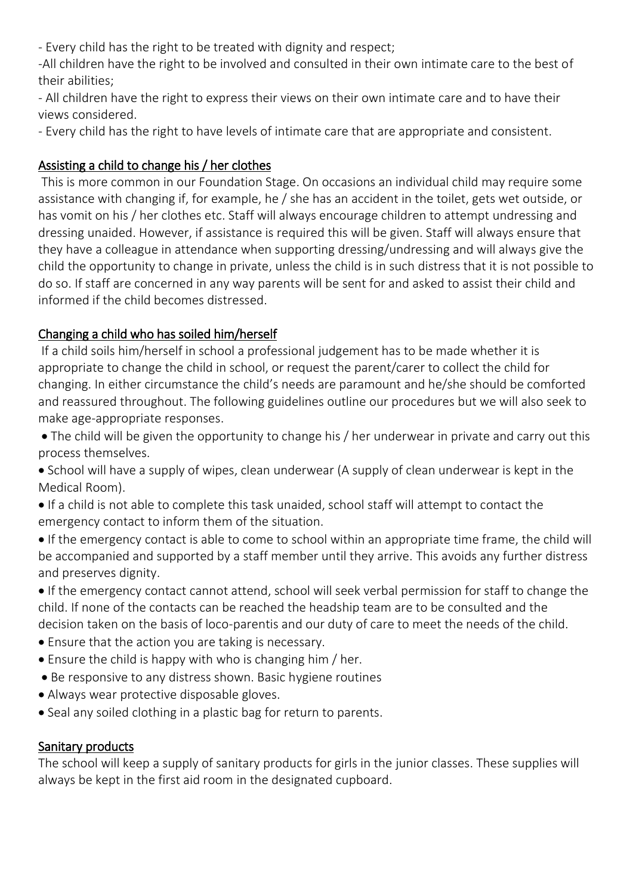- Every child has the right to be treated with dignity and respect;

-All children have the right to be involved and consulted in their own intimate care to the best of their abilities;

- All children have the right to express their views on their own intimate care and to have their views considered.

- Every child has the right to have levels of intimate care that are appropriate and consistent.

## Assisting a child to change his / her clothes

This is more common in our Foundation Stage. On occasions an individual child may require some assistance with changing if, for example, he / she has an accident in the toilet, gets wet outside, or has vomit on his / her clothes etc. Staff will always encourage children to attempt undressing and dressing unaided. However, if assistance is required this will be given. Staff will always ensure that they have a colleague in attendance when supporting dressing/undressing and will always give the child the opportunity to change in private, unless the child is in such distress that it is not possible to do so. If staff are concerned in any way parents will be sent for and asked to assist their child and informed if the child becomes distressed.

## Changing a child who has soiled him/herself

If a child soils him/herself in school a professional judgement has to be made whether it is appropriate to change the child in school, or request the parent/carer to collect the child for changing. In either circumstance the child's needs are paramount and he/she should be comforted and reassured throughout. The following guidelines outline our procedures but we will also seek to make age-appropriate responses.

- The child will be given the opportunity to change his / her underwear in private and carry out this process themselves.
- School will have a supply of wipes, clean underwear (A supply of clean underwear is kept in the Medical Room).
- If a child is not able to complete this task unaided, school staff will attempt to contact the emergency contact to inform them of the situation.
- If the emergency contact is able to come to school within an appropriate time frame, the child will be accompanied and supported by a staff member until they arrive. This avoids any further distress and preserves dignity.
- If the emergency contact cannot attend, school will seek verbal permission for staff to change the child. If none of the contacts can be reached the headship team are to be consulted and the decision taken on the basis of loco-parentis and our duty of care to meet the needs of the child.
- Ensure that the action you are taking is necessary.
- Ensure the child is happy with who is changing him / her.
- Be responsive to any distress shown. Basic hygiene routines
- Always wear protective disposable gloves.
- Seal any soiled clothing in a plastic bag for return to parents.

## Sanitary products

The school will keep a supply of sanitary products for girls in the junior classes. These supplies will always be kept in the first aid room in the designated cupboard.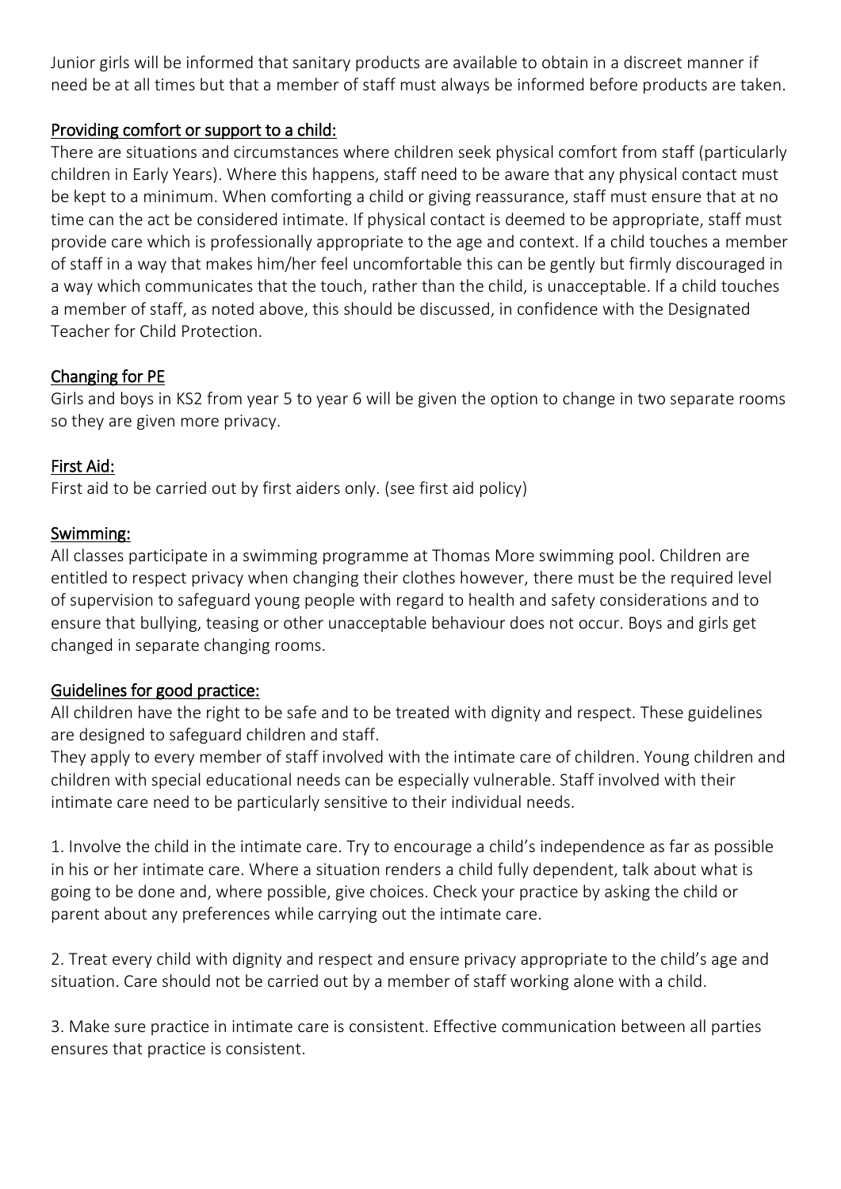Junior girls will be informed that sanitary products are available to obtain in a discreet manner if need be at all times but that a member of staff must always be informed before products are taken.

## Providing comfort or support to a child:

There are situations and circumstances where children seek physical comfort from staff (particularly children in Early Years). Where this happens, staff need to be aware that any physical contact must be kept to a minimum. When comforting a child or giving reassurance, staff must ensure that at no time can the act be considered intimate. If physical contact is deemed to be appropriate, staff must provide care which is professionally appropriate to the age and context. If a child touches a member of staff in a way that makes him/her feel uncomfortable this can be gently but firmly discouraged in a way which communicates that the touch, rather than the child, is unacceptable. If a child touches a member of staff, as noted above, this should be discussed, in confidence with the Designated Teacher for Child Protection.

## Changing for PE

Girls and boys in KS2 from year 5 to year 6 will be given the option to change in two separate rooms so they are given more privacy.

## First Aid:

First aid to be carried out by first aiders only. (see first aid policy)

## Swimming:

All classes participate in a swimming programme at Thomas More swimming pool. Children are entitled to respect privacy when changing their clothes however, there must be the required level of supervision to safeguard young people with regard to health and safety considerations and to ensure that bullying, teasing or other unacceptable behaviour does not occur. Boys and girls get changed in separate changing rooms.

## Guidelines for good practice:

All children have the right to be safe and to be treated with dignity and respect. These guidelines are designed to safeguard children and staff.
They apply to every member of staff involved with the intimate care of children. Young children and children with special educational needs can be especially vulnerable. Staff involved with their intimate care need to be particularly sensitive to their individual needs.

1. Involve the child in the intimate care. Try to encourage a child's independence as far as possible in his or her intimate care. Where a situation renders a child fully dependent, talk about what is going to be done and, where possible, give choices. Check your practice by asking the child or parent about any preferences while carrying out the intimate care.

2. Treat every child with dignity and respect and ensure privacy appropriate to the child's age and situation. Care should not be carried out by a member of staff working alone with a child.

3. Make sure practice in intimate care is consistent. Effective communication between all parties ensures that practice is consistent.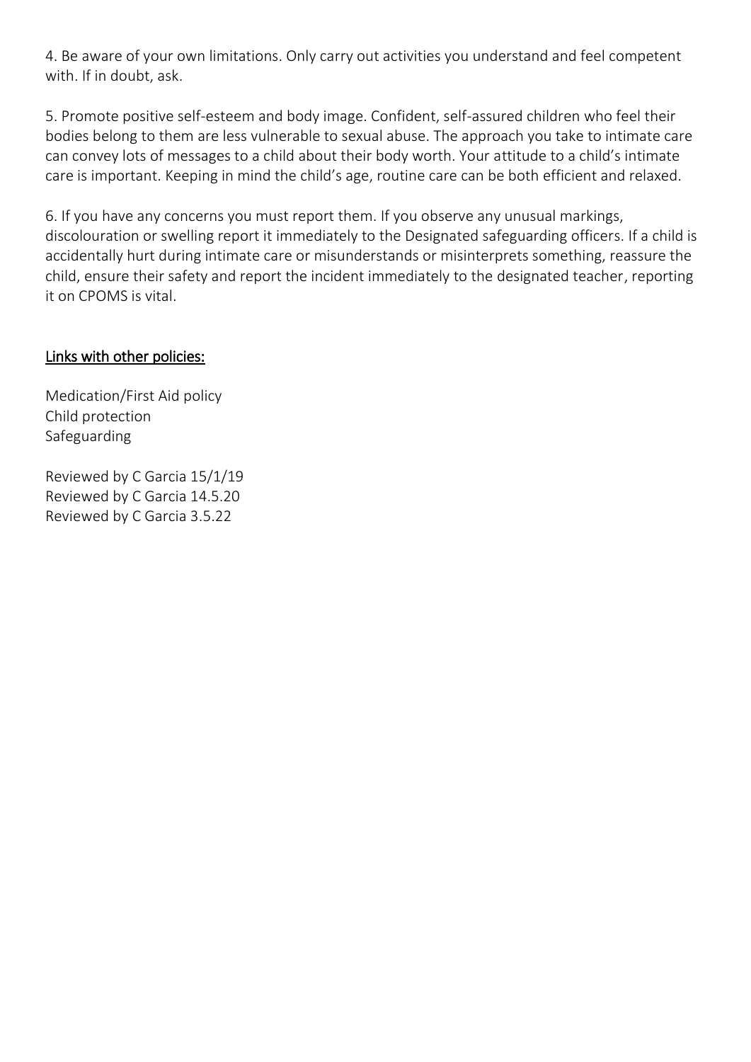4. Be aware of your own limitations. Only carry out activities you understand and feel competent with. If in doubt, ask.

5. Promote positive self-esteem and body image. Confident, self-assured children who feel their bodies belong to them are less vulnerable to sexual abuse. The approach you take to intimate care can convey lots of messages to a child about their body worth. Your attitude to a child's intimate care is important. Keeping in mind the child's age, routine care can be both efficient and relaxed.

6. If you have any concerns you must report them. If you observe any unusual markings, discolouration or swelling report it immediately to the Designated safeguarding officers. If a child is accidentally hurt during intimate care or misunderstands or misinterprets something, reassure the child, ensure their safety and report the incident immediately to the designated teacher, reporting it on CPOMS is vital.

<u>Links with other policies:</u>

Medication/First Aid policy
Child protection
Safeguarding

Reviewed by C Garcia 15/1/19
Reviewed by C Garcia 14.5.20
Reviewed by C Garcia 3.5.22